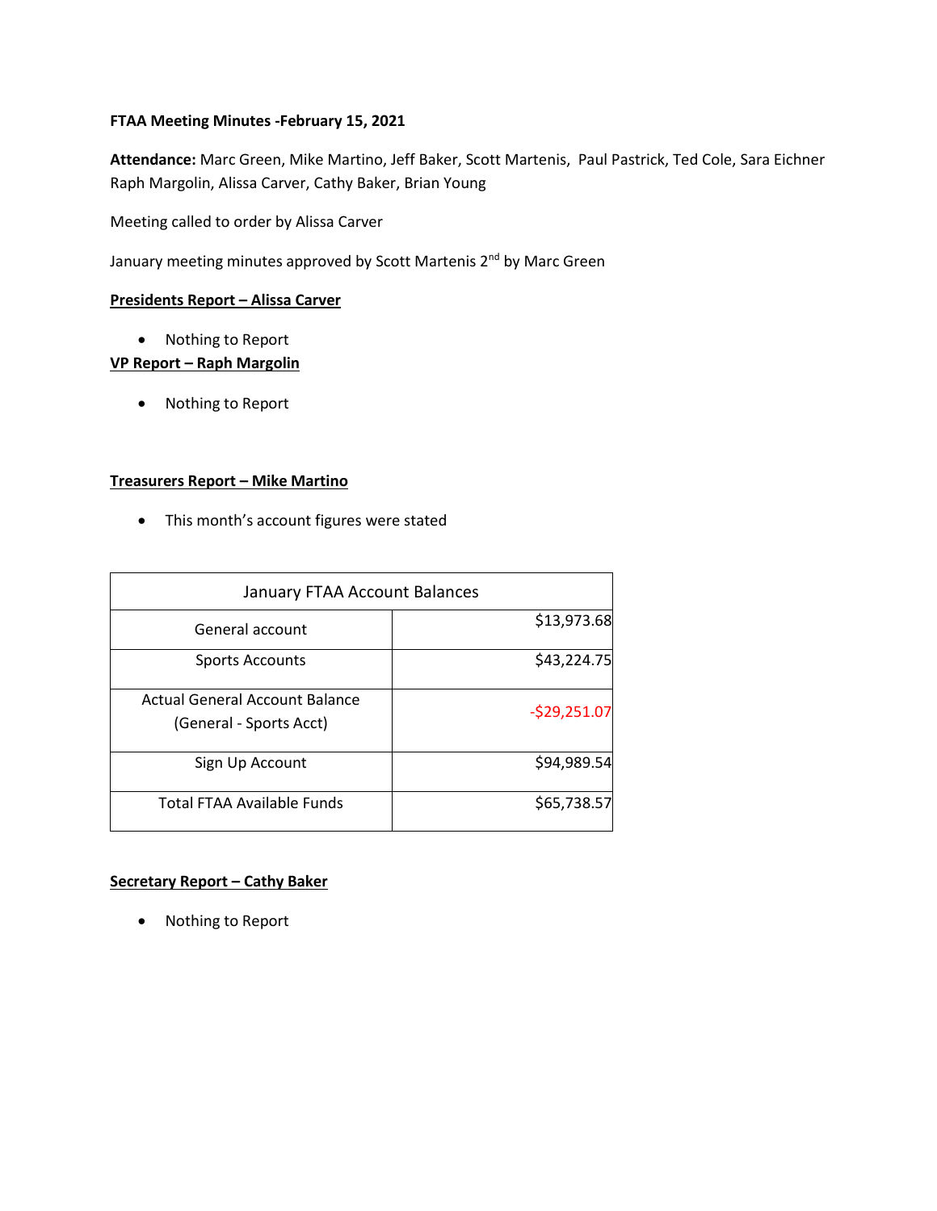**FTAA Meeting Minutes -February 15, 2021**

**Attendance:** Marc Green, Mike Martino, Jeff Baker, Scott Martenis, Paul Pastrick, Ted Cole, Sara Eichner Raph Margolin, Alissa Carver, Cathy Baker, Brian Young

Meeting called to order by Alissa Carver

January meeting minutes approved by Scott Martenis 2nd by Marc Green

**Presidents Report – Alissa Carver**

- Nothing to Report

**VP Report – Raph Margolin**

- Nothing to Report

**Treasurers Report – Mike Martino**

- This month's account figures were stated

| January FTAA Account Balances | |
|---|---|
| General account | $13,973.68 |
| Sports Accounts | $43,224.75 |
| Actual General Account Balance (General - Sports Acct) | -$29,251.07 |
| Sign Up Account | $94,989.54 |
| Total FTAA Available Funds | $65,738.57 |

**Secretary Report – Cathy Baker**

- Nothing to Report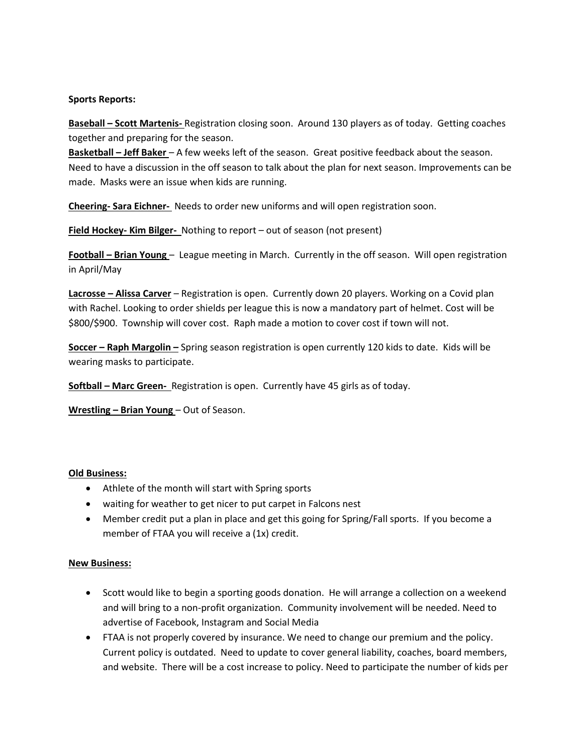**Sports Reports:**

**Baseball – Scott Martenis-** Registration closing soon. Around 130 players as of today. Getting coaches together and preparing for the season.

**Basketball – Jeff Baker** – A few weeks left of the season. Great positive feedback about the season. Need to have a discussion in the off season to talk about the plan for next season. Improvements can be made. Masks were an issue when kids are running.

**Cheering- Sara Eichner-** Needs to order new uniforms and will open registration soon.

**Field Hockey- Kim Bilger-** Nothing to report – out of season (not present)

**Football – Brian Young** – League meeting in March. Currently in the off season. Will open registration in April/May

**Lacrosse – Alissa Carver** – Registration is open. Currently down 20 players. Working on a Covid plan with Rachel. Looking to order shields per league this is now a mandatory part of helmet. Cost will be $800/$900. Township will cover cost. Raph made a motion to cover cost if town will not.

**Soccer – Raph Margolin –** Spring season registration is open currently 120 kids to date. Kids will be wearing masks to participate.

**Softball – Marc Green-** Registration is open. Currently have 45 girls as of today.

**Wrestling – Brian Young** – Out of Season.

**Old Business:**

- Athlete of the month will start with Spring sports
- waiting for weather to get nicer to put carpet in Falcons nest
- Member credit put a plan in place and get this going for Spring/Fall sports. If you become a member of FTAA you will receive a (1x) credit.

**New Business:**

- Scott would like to begin a sporting goods donation. He will arrange a collection on a weekend and will bring to a non-profit organization. Community involvement will be needed. Need to advertise of Facebook, Instagram and Social Media
- FTAA is not properly covered by insurance. We need to change our premium and the policy. Current policy is outdated. Need to update to cover general liability, coaches, board members, and website. There will be a cost increase to policy. Need to participate the number of kids per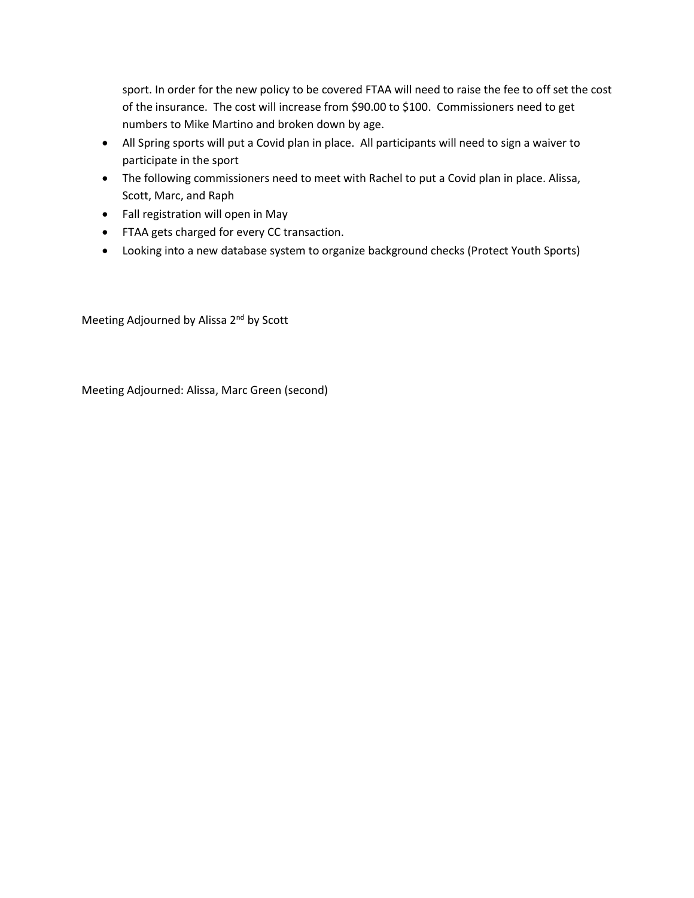sport. In order for the new policy to be covered FTAA will need to raise the fee to off set the cost of the insurance. The cost will increase from $90.00 to $100. Commissioners need to get numbers to Mike Martino and broken down by age.

- All Spring sports will put a Covid plan in place. All participants will need to sign a waiver to participate in the sport
- The following commissioners need to meet with Rachel to put a Covid plan in place. Alissa, Scott, Marc, and Raph
- Fall registration will open in May
- FTAA gets charged for every CC transaction.
- Looking into a new database system to organize background checks (Protect Youth Sports)

Meeting Adjourned by Alissa 2nd by Scott

Meeting Adjourned: Alissa, Marc Green (second)